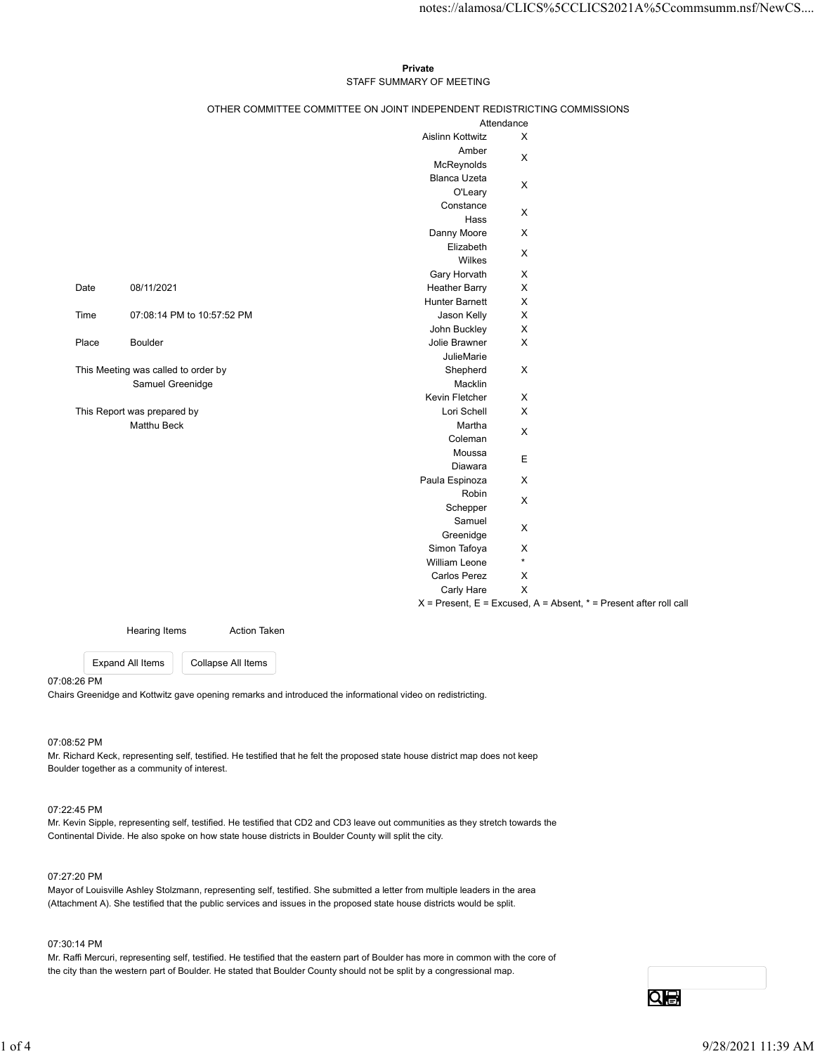**Private**

STAFF SUMMARY OF MEETING

OTHER COMMITTEE COMMITTEE ON JOINT INDEPENDENT REDISTRICTING COMMISSIONS

| Attendance | |
|---|---|
| Aislinn Kottwitz | X |
| Amber McReynolds | X |
| Blanca Uzeta O'Leary | X |
| Constance Hass | X |
| Danny Moore | X |
| Elizabeth Wilkes | X |
| Gary Horvath | X |
| Heather Barry | X |
| Hunter Barnett | X |
| Jason Kelly | X |
| John Buckley | X |
| Jolie Brawner | X |
| JulieMarie Shepherd Macklin | X |
| Kevin Fletcher | X |
| Lori Schell | X |
| Martha Coleman | X |
| Moussa Diawara | E |
| Paula Espinoza | X |
| Robin Schepper | X |
| Samuel Greenidge | X |
| Simon Tafoya | X |
| William Leone | * |
| Carlos Perez | X |
| Carly Hare | X |

X = Present, E = Excused, A = Absent, * = Present after roll call

| | |
|---|---|
| Date | 08/11/2021 |
| Time | 07:08:14 PM to 10:57:52 PM |
| Place | Boulder |

This Meeting was called to order by
Samuel Greenidge

This Report was prepared by
Matthu Beck

Hearing Items | Action Taken

07:08:26 PM
Chairs Greenidge and Kottwitz gave opening remarks and introduced the informational video on redistricting.

07:08:52 PM
Mr. Richard Keck, representing self, testified. He testified that he felt the proposed state house district map does not keep Boulder together as a community of interest.

07:22:45 PM
Mr. Kevin Sipple, representing self, testified. He testified that CD2 and CD3 leave out communities as they stretch towards the Continental Divide. He also spoke on how state house districts in Boulder County will split the city.

07:27:20 PM
Mayor of Louisville Ashley Stolzmann, representing self, testified. She submitted a letter from multiple leaders in the area (Attachment A). She testified that the public services and issues in the proposed state house districts would be split.

07:30:14 PM
Mr. Raffi Mercuri, representing self, testified. He testified that the eastern part of Boulder has more in common with the core of the city than the western part of Boulder. He stated that Boulder County should not be split by a congressional map.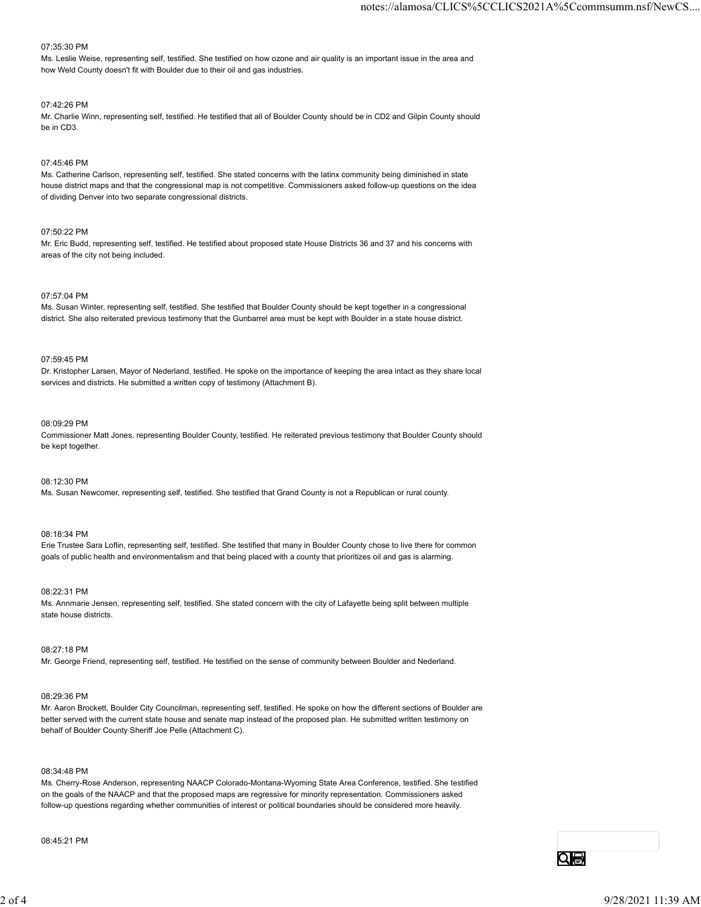07:35:30 PM

Ms. Leslie Weise, representing self, testified. She testified on how ozone and air quality is an important issue in the area and how Weld County doesn't fit with Boulder due to their oil and gas industries.

07:42:26 PM

Mr. Charlie Winn, representing self, testified. He testified that all of Boulder County should be in CD2 and Gilpin County should be in CD3.

07:45:46 PM

Ms. Catherine Carlson, representing self, testified. She stated concerns with the latinx community being diminished in state house district maps and that the congressional map is not competitive. Commissioners asked follow-up questions on the idea of dividing Denver into two separate congressional districts.

07:50:22 PM

Mr. Eric Budd, representing self, testified. He testified about proposed state House Districts 36 and 37 and his concerns with areas of the city not being included.

07:57:04 PM

Ms. Susan Winter, representing self, testified. She testified that Boulder County should be kept together in a congressional district. She also reiterated previous testimony that the Gunbarrel area must be kept with Boulder in a state house district.

07:59:45 PM

Dr. Kristopher Larsen, Mayor of Nederland, testified. He spoke on the importance of keeping the area intact as they share local services and districts. He submitted a written copy of testimony (Attachment B).

08:09:29 PM

Commissioner Matt Jones, representing Boulder County, testified. He reiterated previous testimony that Boulder County should be kept together.

08:12:30 PM

Ms. Susan Newcomer, representing self, testified. She testified that Grand County is not a Republican or rural county.

08:18:34 PM

Erie Trustee Sara Loflin, representing self, testified. She testified that many in Boulder County chose to live there for common goals of public health and environmentalism and that being placed with a county that prioritizes oil and gas is alarming.

08:22:31 PM

Ms. Annmarie Jensen, representing self, testified. She stated concern with the city of Lafayette being split between multiple state house districts.

08:27:18 PM

Mr. George Friend, representing self, testified. He testified on the sense of community between Boulder and Nederland.

08:29:36 PM

Mr. Aaron Brockett, Boulder City Councilman, representing self, testified. He spoke on how the different sections of Boulder are better served with the current state house and senate map instead of the proposed plan. He submitted written testimony on behalf of Boulder County Sheriff Joe Pelle (Attachment C).

08:34:48 PM

Ms. Cherry-Rose Anderson, representing NAACP Colorado-Montana-Wyoming State Area Conference, testified. She testified on the goals of the NAACP and that the proposed maps are regressive for minority representation. Commissioners asked follow-up questions regarding whether communities of interest or political boundaries should be considered more heavily.

08:45:21 PM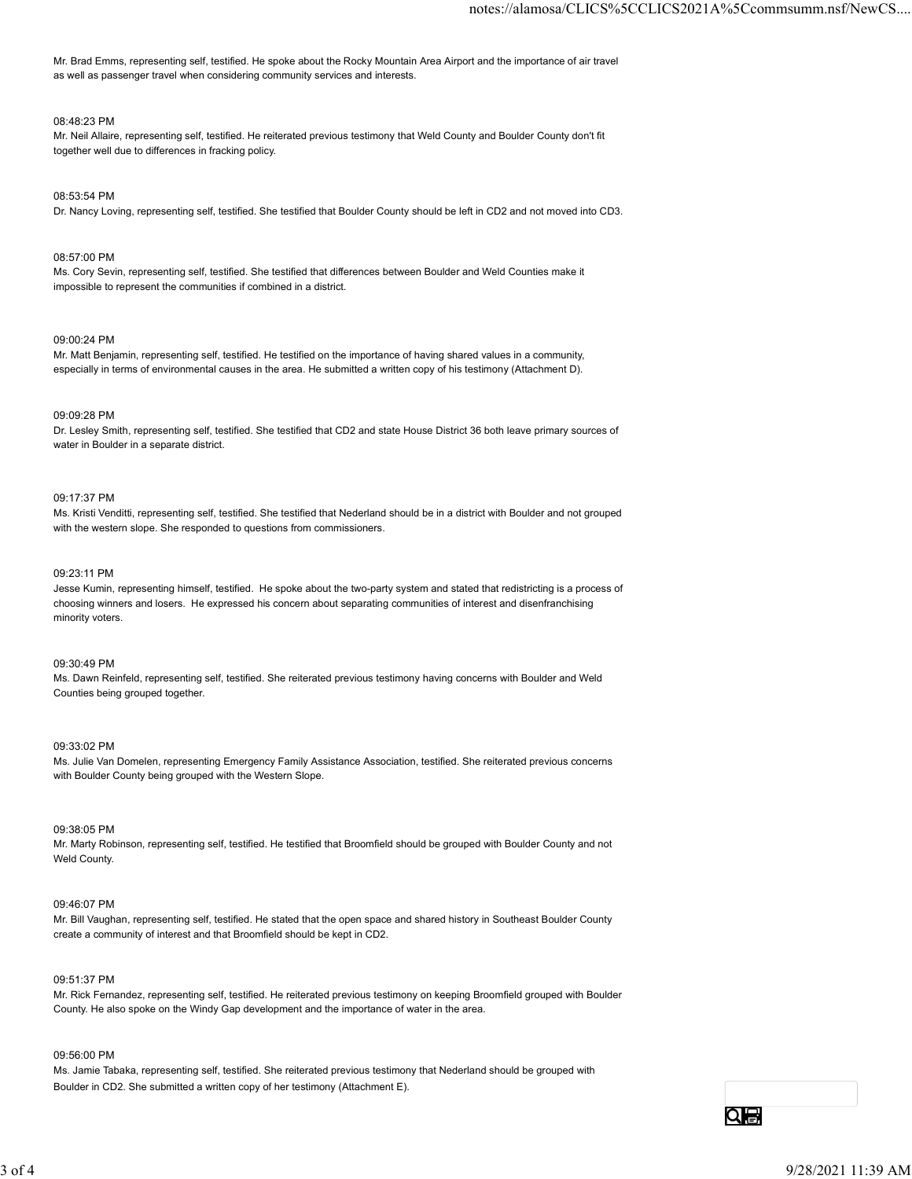Mr. Brad Emms, representing self, testified. He spoke about the Rocky Mountain Area Airport and the importance of air travel as well as passenger travel when considering community services and interests.

08:48:23 PM
Mr. Neil Allaire, representing self, testified. He reiterated previous testimony that Weld County and Boulder County don't fit together well due to differences in fracking policy.

08:53:54 PM
Dr. Nancy Loving, representing self, testified. She testified that Boulder County should be left in CD2 and not moved into CD3.

08:57:00 PM
Ms. Cory Sevin, representing self, testified. She testified that differences between Boulder and Weld Counties make it impossible to represent the communities if combined in a district.

09:00:24 PM
Mr. Matt Benjamin, representing self, testified. He testified on the importance of having shared values in a community, especially in terms of environmental causes in the area. He submitted a written copy of his testimony (Attachment D).

09:09:28 PM
Dr. Lesley Smith, representing self, testified. She testified that CD2 and state House District 36 both leave primary sources of water in Boulder in a separate district.

09:17:37 PM
Ms. Kristi Venditti, representing self, testified. She testified that Nederland should be in a district with Boulder and not grouped with the western slope. She responded to questions from commissioners.

09:23:11 PM
Jesse Kumin, representing himself, testified. He spoke about the two-party system and stated that redistricting is a process of choosing winners and losers. He expressed his concern about separating communities of interest and disenfranchising minority voters.

09:30:49 PM
Ms. Dawn Reinfeld, representing self, testified. She reiterated previous testimony having concerns with Boulder and Weld Counties being grouped together.

09:33:02 PM
Ms. Julie Van Domelen, representing Emergency Family Assistance Association, testified. She reiterated previous concerns with Boulder County being grouped with the Western Slope.

09:38:05 PM
Mr. Marty Robinson, representing self, testified. He testified that Broomfield should be grouped with Boulder County and not Weld County.

09:46:07 PM
Mr. Bill Vaughan, representing self, testified. He stated that the open space and shared history in Southeast Boulder County create a community of interest and that Broomfield should be kept in CD2.

09:51:37 PM
Mr. Rick Fernandez, representing self, testified. He reiterated previous testimony on keeping Broomfield grouped with Boulder County. He also spoke on the Windy Gap development and the importance of water in the area.

09:56:00 PM
Ms. Jamie Tabaka, representing self, testified. She reiterated previous testimony that Nederland should be grouped with Boulder in CD2. She submitted a written copy of her testimony (Attachment E).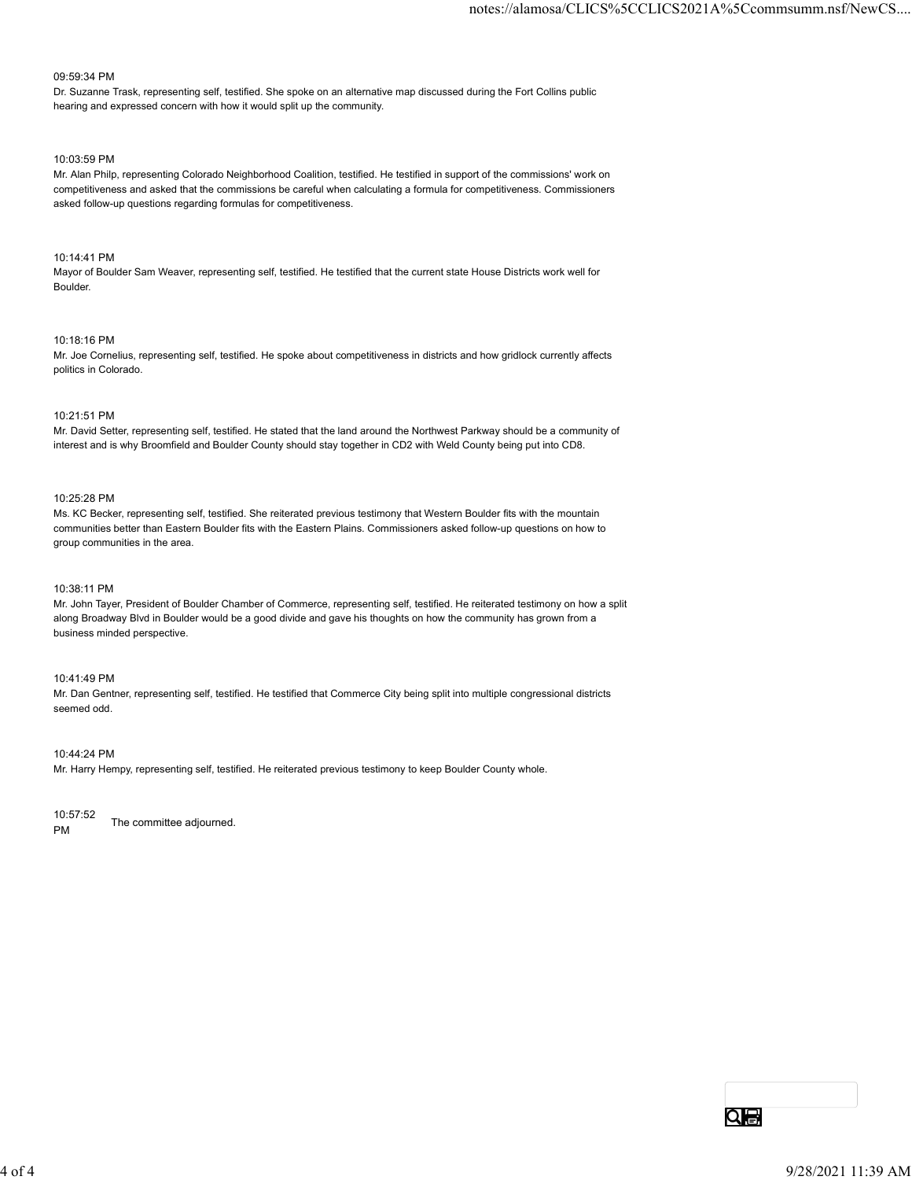09:59:34 PM
Dr. Suzanne Trask, representing self, testified. She spoke on an alternative map discussed during the Fort Collins public hearing and expressed concern with how it would split up the community.

10:03:59 PM
Mr. Alan Philp, representing Colorado Neighborhood Coalition, testified. He testified in support of the commissions' work on competitiveness and asked that the commissions be careful when calculating a formula for competitiveness. Commissioners asked follow-up questions regarding formulas for competitiveness.

10:14:41 PM
Mayor of Boulder Sam Weaver, representing self, testified. He testified that the current state House Districts work well for Boulder.

10:18:16 PM
Mr. Joe Cornelius, representing self, testified. He spoke about competitiveness in districts and how gridlock currently affects politics in Colorado.

10:21:51 PM
Mr. David Setter, representing self, testified. He stated that the land around the Northwest Parkway should be a community of interest and is why Broomfield and Boulder County should stay together in CD2 with Weld County being put into CD8.

10:25:28 PM
Ms. KC Becker, representing self, testified. She reiterated previous testimony that Western Boulder fits with the mountain communities better than Eastern Boulder fits with the Eastern Plains. Commissioners asked follow-up questions on how to group communities in the area.

10:38:11 PM
Mr. John Tayer, President of Boulder Chamber of Commerce, representing self, testified. He reiterated testimony on how a split along Broadway Blvd in Boulder would be a good divide and gave his thoughts on how the community has grown from a business minded perspective.

10:41:49 PM
Mr. Dan Gentner, representing self, testified. He testified that Commerce City being split into multiple congressional districts seemed odd.

10:44:24 PM
Mr. Harry Hempy, representing self, testified. He reiterated previous testimony to keep Boulder County whole.

10:57:52 PM
The committee adjourned.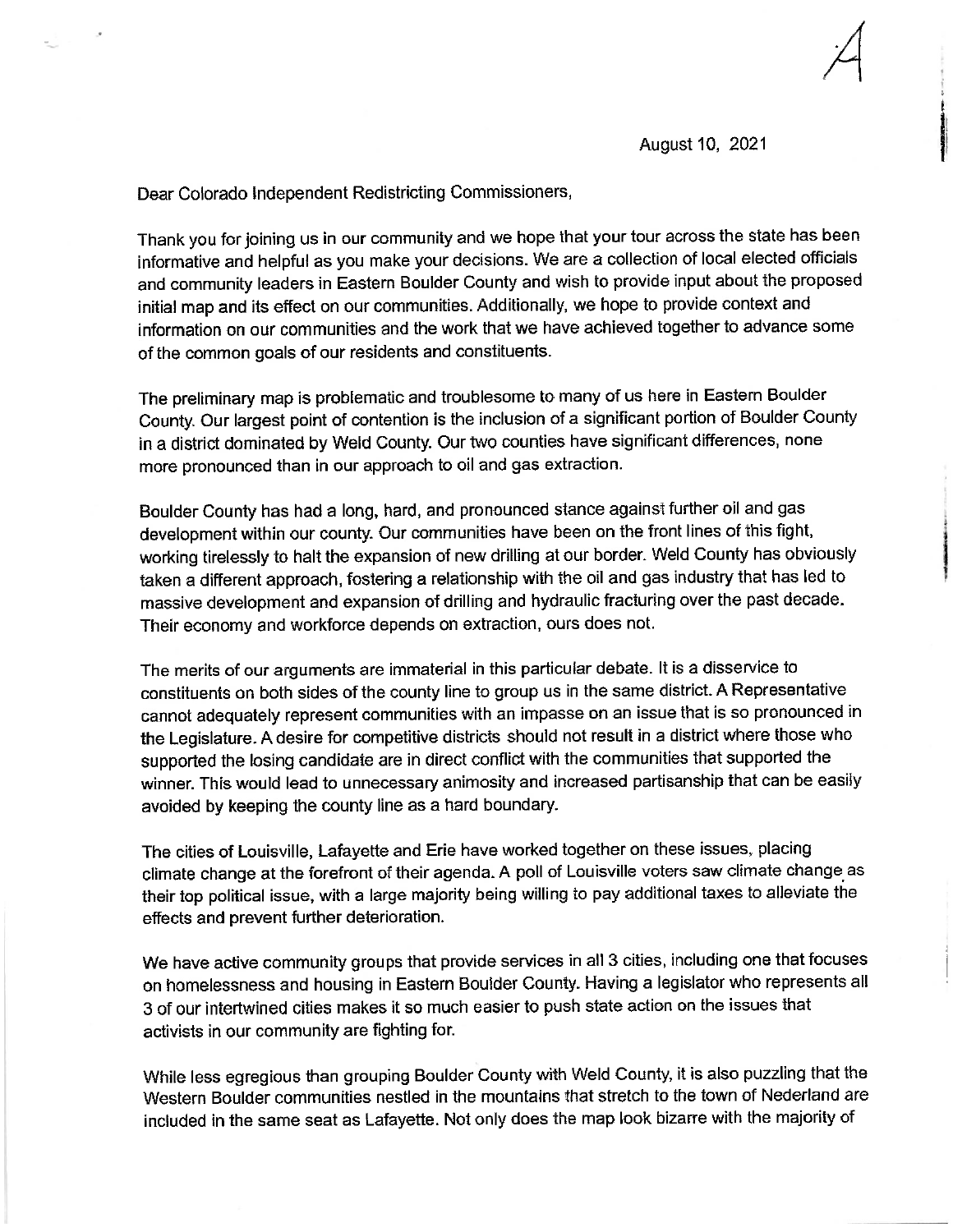A

August 10, 2021

Dear Colorado Independent Redistricting Commissioners,

Thank you for joining us in our community and we hope that your tour across the state has been informative and helpful as you make your decisions. We are a collection of local elected officials and community leaders in Eastern Boulder County and wish to provide input about the proposed initial map and its effect on our communities. Additionally, we hope to provide context and information on our communities and the work that we have achieved together to advance some of the common goals of our residents and constituents.

The preliminary map is problematic and troublesome to many of us here in Eastern Boulder County. Our largest point of contention is the inclusion of a significant portion of Boulder County in a district dominated by Weld County. Our two counties have significant differences, none more pronounced than in our approach to oil and gas extraction.

Boulder County has had a long, hard, and pronounced stance against further oil and gas development within our county. Our communities have been on the front lines of this fight, working tirelessly to halt the expansion of new drilling at our border. Weld County has obviously taken a different approach, fostering a relationship with the oil and gas industry that has led to massive development and expansion of drilling and hydraulic fracturing over the past decade. Their economy and workforce depends on extraction, ours does not.

The merits of our arguments are immaterial in this particular debate. It is a disservice to constituents on both sides of the county line to group us in the same district. A Representative cannot adequately represent communities with an impasse on an issue that is so pronounced in the Legislature. A desire for competitive districts should not result in a district where those who supported the losing candidate are in direct conflict with the communities that supported the winner. This would lead to unnecessary animosity and increased partisanship that can be easily avoided by keeping the county line as a hard boundary.

The cities of Louisville, Lafayette and Erie have worked together on these issues, placing climate change at the forefront of their agenda. A poll of Louisville voters saw climate change as their top political issue, with a large majority being willing to pay additional taxes to alleviate the effects and prevent further deterioration.

We have active community groups that provide services in all 3 cities, including one that focuses on homelessness and housing in Eastern Boulder County. Having a legislator who represents all 3 of our intertwined cities makes it so much easier to push state action on the issues that activists in our community are fighting for.

While less egregious than grouping Boulder County with Weld County, it is also puzzling that the Western Boulder communities nestled in the mountains that stretch to the town of Nederland are included in the same seat as Lafayette. Not only does the map look bizarre with the majority of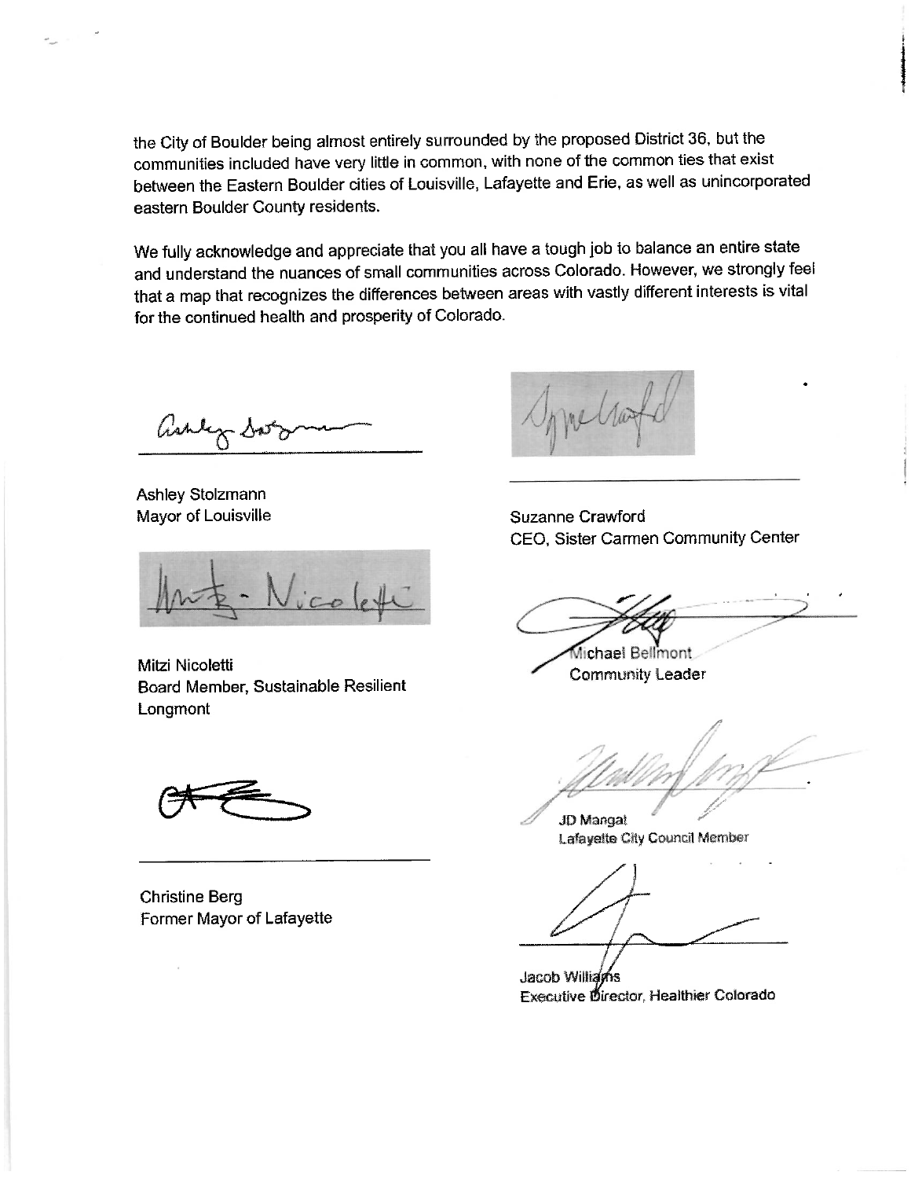the City of Boulder being almost entirely surrounded by the proposed District 36, but the communities included have very little in common, with none of the common ties that exist between the Eastern Boulder cities of Louisville, Lafayette and Erie, as well as unincorporated eastern Boulder County residents.

We fully acknowledge and appreciate that you all have a tough job to balance an entire state and understand the nuances of small communities across Colorado. However, we strongly feel that a map that recognizes the differences between areas with vastly different interests is vital for the continued health and prosperity of Colorado.

Ashley Stolzmann
Mayor of Louisville

Mitzi Nicoletti
Board Member, Sustainable Resilient Longmont

Christine Berg
Former Mayor of Lafayette

Suzanne Crawford
CEO, Sister Carmen Community Center

Michael Bellmont
Community Leader

JD Mangat
Lafayette City Council Member

Jacob Williams
Executive Director, Healthier Colorado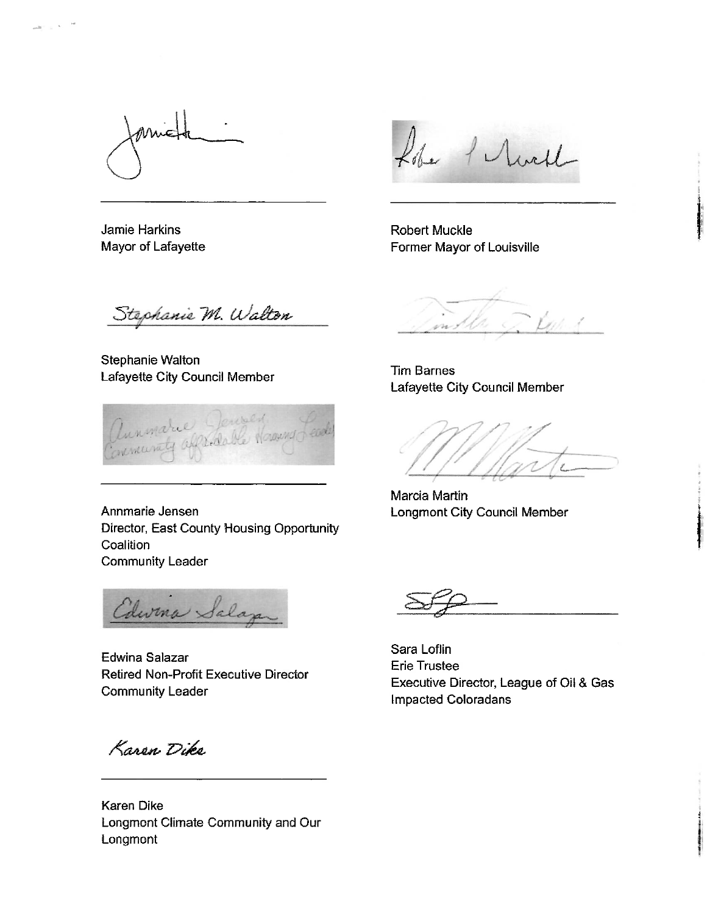Jamie Harkins
Mayor of Lafayette

Robert Muckle
Former Mayor of Louisville

Stephanie Walton
Lafayette City Council Member

Tim Barnes
Lafayette City Council Member

Annmarie Jensen
Director, East County Housing Opportunity Coalition
Community Leader

Marcia Martin
Longmont City Council Member

Edwina Salazar
Retired Non-Profit Executive Director
Community Leader

Sara Loflin
Erie Trustee
Executive Director, League of Oil & Gas Impacted Coloradans

Karen Dike
Longmont Climate Community and Our Longmont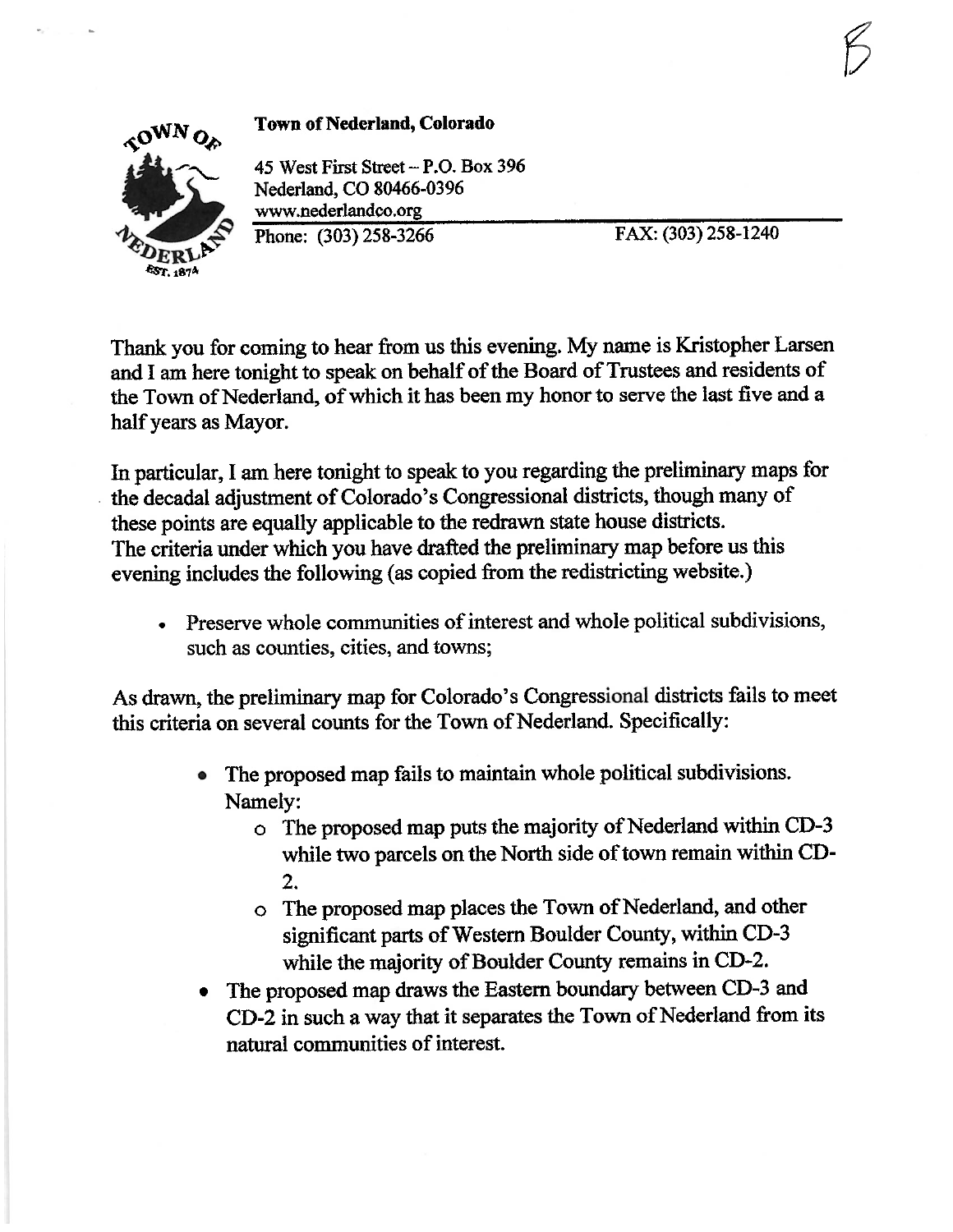**Town of Nederland, Colorado**

45 West First Street – P.O. Box 396
Nederland, CO 80466-0396
www.nederlandco.org
Phone: (303) 258-3266 FAX: (303) 258-1240

Thank you for coming to hear from us this evening. My name is Kristopher Larsen and I am here tonight to speak on behalf of the Board of Trustees and residents of the Town of Nederland, of which it has been my honor to serve the last five and a half years as Mayor.

In particular, I am here tonight to speak to you regarding the preliminary maps for the decadal adjustment of Colorado's Congressional districts, though many of these points are equally applicable to the redrawn state house districts. The criteria under which you have drafted the preliminary map before us this evening includes the following (as copied from the redistricting website.)

- Preserve whole communities of interest and whole political subdivisions, such as counties, cities, and towns;

As drawn, the preliminary map for Colorado's Congressional districts fails to meet this criteria on several counts for the Town of Nederland. Specifically:

- The proposed map fails to maintain whole political subdivisions. Namely:
  - The proposed map puts the majority of Nederland within CD-3 while two parcels on the North side of town remain within CD-2.
  - The proposed map places the Town of Nederland, and other significant parts of Western Boulder County, within CD-3 while the majority of Boulder County remains in CD-2.
- The proposed map draws the Eastern boundary between CD-3 and CD-2 in such a way that it separates the Town of Nederland from its natural communities of interest.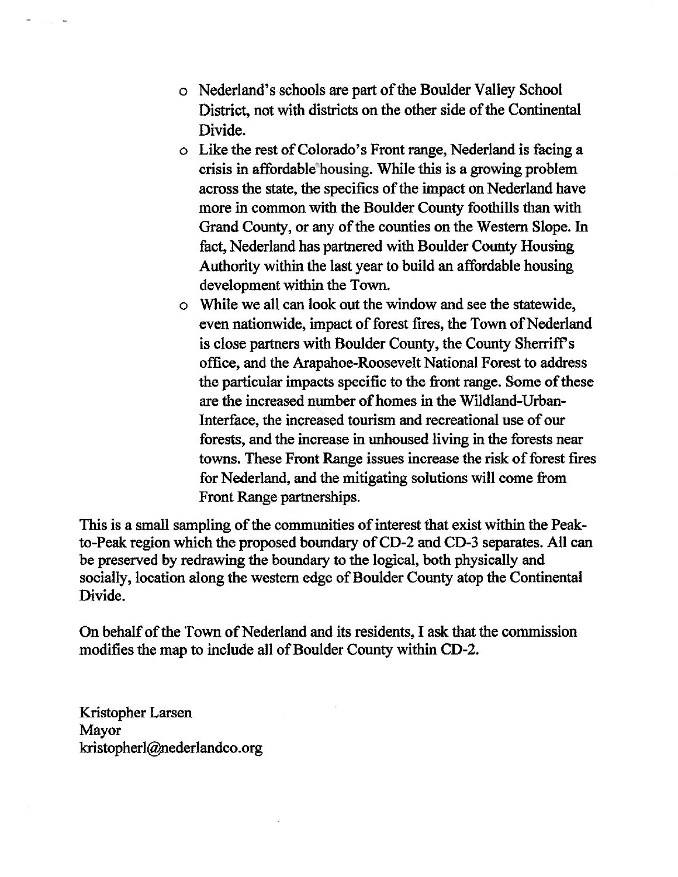- Nederland's schools are part of the Boulder Valley School District, not with districts on the other side of the Continental Divide.
- Like the rest of Colorado's Front range, Nederland is facing a crisis in affordable housing. While this is a growing problem across the state, the specifics of the impact on Nederland have more in common with the Boulder County foothills than with Grand County, or any of the counties on the Western Slope. In fact, Nederland has partnered with Boulder County Housing Authority within the last year to build an affordable housing development within the Town.
- While we all can look out the window and see the statewide, even nationwide, impact of forest fires, the Town of Nederland is close partners with Boulder County, the County Sherriff's office, and the Arapahoe-Roosevelt National Forest to address the particular impacts specific to the front range. Some of these are the increased number of homes in the Wildland-Urban-Interface, the increased tourism and recreational use of our forests, and the increase in unhoused living in the forests near towns. These Front Range issues increase the risk of forest fires for Nederland, and the mitigating solutions will come from Front Range partnerships.

This is a small sampling of the communities of interest that exist within the Peak-to-Peak region which the proposed boundary of CD-2 and CD-3 separates. All can be preserved by redrawing the boundary to the logical, both physically and socially, location along the western edge of Boulder County atop the Continental Divide.

On behalf of the Town of Nederland and its residents, I ask that the commission modifies the map to include all of Boulder County within CD-2.

Kristopher Larsen
Mayor
kristopherl@nederlandco.org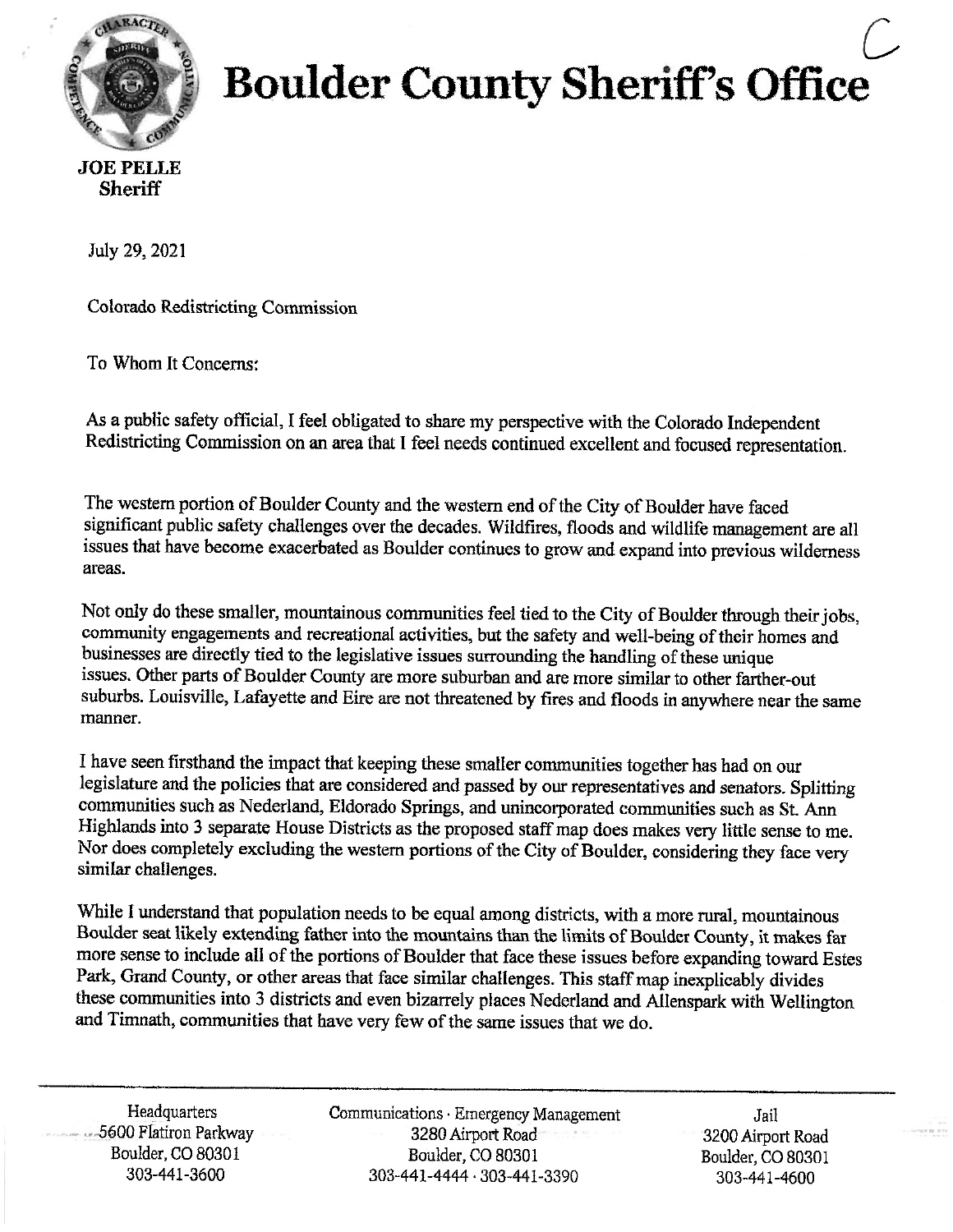# Boulder County Sheriff's Office

C

**JOE PELLE**
**Sheriff**

July 29, 2021

Colorado Redistricting Commission

To Whom It Concerns:

As a public safety official, I feel obligated to share my perspective with the Colorado Independent Redistricting Commission on an area that I feel needs continued excellent and focused representation.

The western portion of Boulder County and the western end of the City of Boulder have faced significant public safety challenges over the decades. Wildfires, floods and wildlife management are all issues that have become exacerbated as Boulder continues to grow and expand into previous wilderness areas.

Not only do these smaller, mountainous communities feel tied to the City of Boulder through their jobs, community engagements and recreational activities, but the safety and well-being of their homes and businesses are directly tied to the legislative issues surrounding the handling of these unique issues. Other parts of Boulder County are more suburban and are more similar to other farther-out suburbs. Louisville, Lafayette and Eire are not threatened by fires and floods in anywhere near the same manner.

I have seen firsthand the impact that keeping these smaller communities together has had on our legislature and the policies that are considered and passed by our representatives and senators. Splitting communities such as Nederland, Eldorado Springs, and unincorporated communities such as St. Ann Highlands into 3 separate House Districts as the proposed staff map does makes very little sense to me. Nor does completely excluding the western portions of the City of Boulder, considering they face very similar challenges.

While I understand that population needs to be equal among districts, with a more rural, mountainous Boulder seat likely extending father into the mountains than the limits of Boulder County, it makes far more sense to include all of the portions of Boulder that face these issues before expanding toward Estes Park, Grand County, or other areas that face similar challenges. This staff map inexplicably divides these communities into 3 districts and even bizarrely places Nederland and Allenspark with Wellington and Timnath, communities that have very few of the same issues that we do.

Headquarters
5600 Flatiron Parkway
Boulder, CO 80301
303-441-3600

Communications · Emergency Management
3280 Airport Road
Boulder, CO 80301
303-441-4444 · 303-441-3390

Jail
3200 Airport Road
Boulder, CO 80301
303-441-4600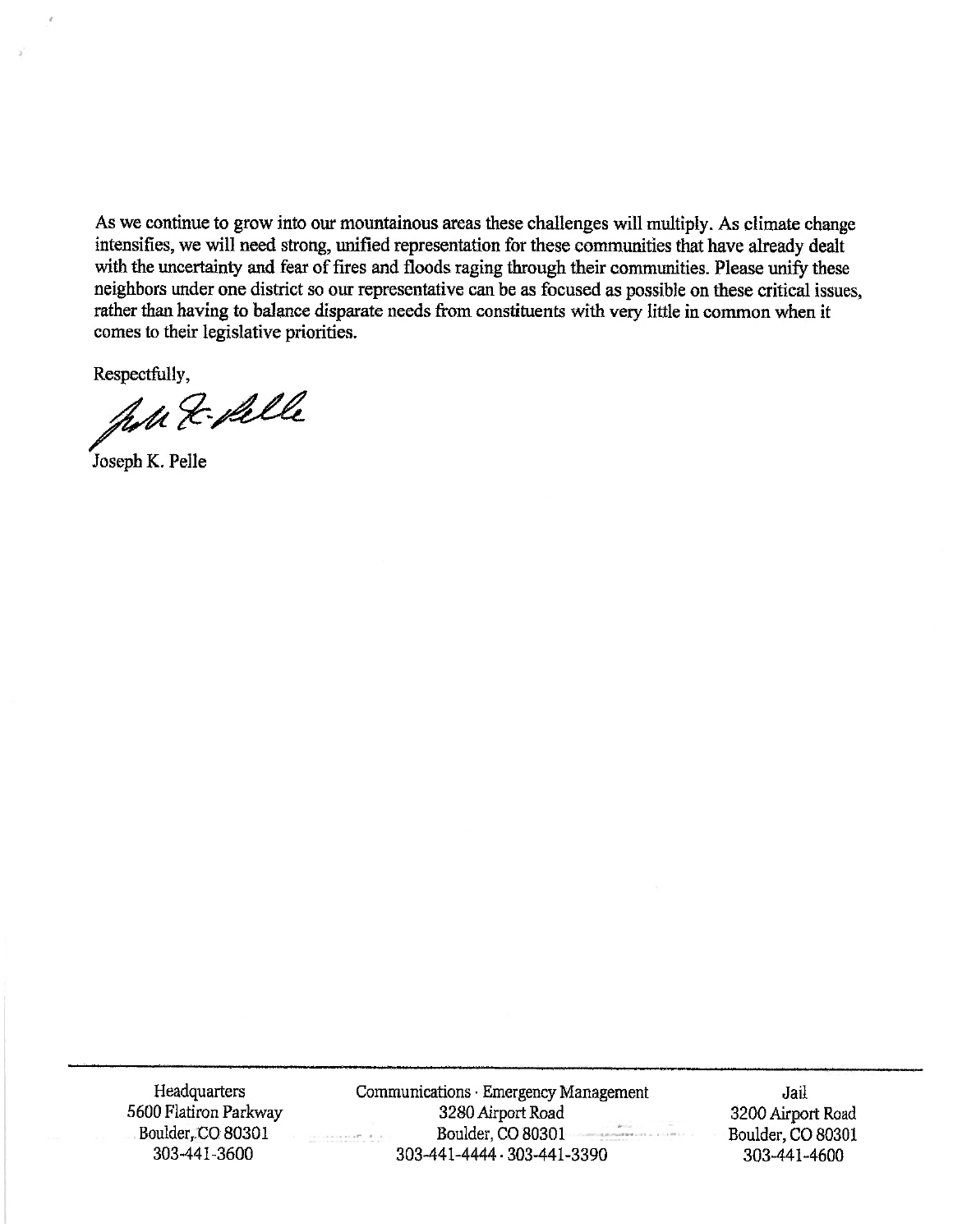As we continue to grow into our mountainous areas these challenges will multiply. As climate change intensifies, we will need strong, unified representation for these communities that have already dealt with the uncertainty and fear of fires and floods raging through their communities. Please unify these neighbors under one district so our representative can be as focused as possible on these critical issues, rather than having to balance disparate needs from constituents with very little in common when it comes to their legislative priorities.

Respectfully,

Joseph K. Pelle

| Headquarters | Communications · Emergency Management | Jail |
|---|---|---|
| 5600 Flatiron Parkway | 3280 Airport Road | 3200 Airport Road |
| Boulder, CO 80301 | Boulder, CO 80301 | Boulder, CO 80301 |
| 303-441-3600 | 303-441-4444 · 303-441-3390 | 303-441-4600 |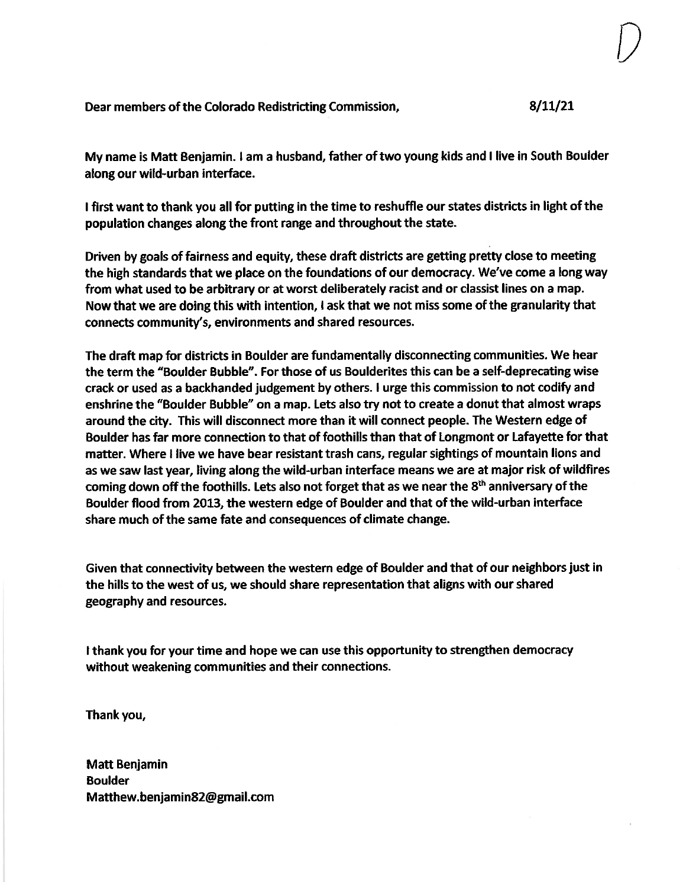D

Dear members of the Colorado Redistricting Commission, 8/11/21

My name is Matt Benjamin. I am a husband, father of two young kids and I live in South Boulder along our wild-urban interface.

I first want to thank you all for putting in the time to reshuffle our states districts in light of the population changes along the front range and throughout the state.

Driven by goals of fairness and equity, these draft districts are getting pretty close to meeting the high standards that we place on the foundations of our democracy. We've come a long way from what used to be arbitrary or at worst deliberately racist and or classist lines on a map. Now that we are doing this with intention, I ask that we not miss some of the granularity that connects community's, environments and shared resources.

The draft map for districts in Boulder are fundamentally disconnecting communities. We hear the term the "Boulder Bubble". For those of us Boulderites this can be a self-deprecating wise crack or used as a backhanded judgement by others. I urge this commission to not codify and enshrine the "Boulder Bubble" on a map. Lets also try not to create a donut that almost wraps around the city. This will disconnect more than it will connect people. The Western edge of Boulder has far more connection to that of foothills than that of Longmont or Lafayette for that matter. Where I live we have bear resistant trash cans, regular sightings of mountain lions and as we saw last year, living along the wild-urban interface means we are at major risk of wildfires coming down off the foothills. Lets also not forget that as we near the 8th anniversary of the Boulder flood from 2013, the western edge of Boulder and that of the wild-urban interface share much of the same fate and consequences of climate change.

Given that connectivity between the western edge of Boulder and that of our neighbors just in the hills to the west of us, we should share representation that aligns with our shared geography and resources.

I thank you for your time and hope we can use this opportunity to strengthen democracy without weakening communities and their connections.

Thank you,

Matt Benjamin
Boulder
Matthew.benjamin82@gmail.com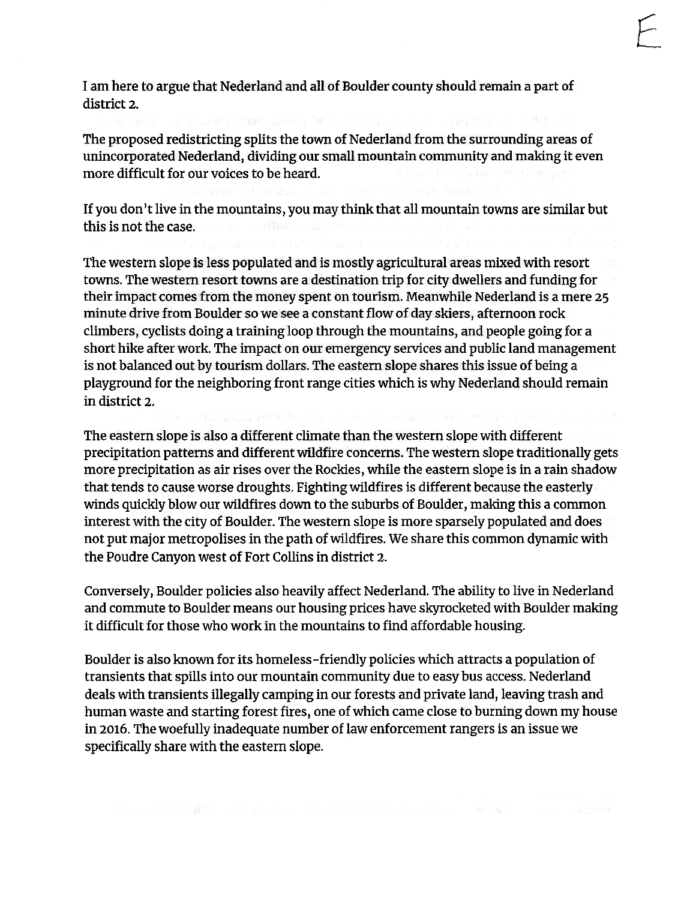E

I am here to argue that Nederland and all of Boulder county should remain a part of district 2.

The proposed redistricting splits the town of Nederland from the surrounding areas of unincorporated Nederland, dividing our small mountain community and making it even more difficult for our voices to be heard.

If you don't live in the mountains, you may think that all mountain towns are similar but this is not the case.

The western slope is less populated and is mostly agricultural areas mixed with resort towns. The western resort towns are a destination trip for city dwellers and funding for their impact comes from the money spent on tourism. Meanwhile Nederland is a mere 25 minute drive from Boulder so we see a constant flow of day skiers, afternoon rock climbers, cyclists doing a training loop through the mountains, and people going for a short hike after work. The impact on our emergency services and public land management is not balanced out by tourism dollars. The eastern slope shares this issue of being a playground for the neighboring front range cities which is why Nederland should remain in district 2.

The eastern slope is also a different climate than the western slope with different precipitation patterns and different wildfire concerns. The western slope traditionally gets more precipitation as air rises over the Rockies, while the eastern slope is in a rain shadow that tends to cause worse droughts. Fighting wildfires is different because the easterly winds quickly blow our wildfires down to the suburbs of Boulder, making this a common interest with the city of Boulder. The western slope is more sparsely populated and does not put major metropolises in the path of wildfires. We share this common dynamic with the Poudre Canyon west of Fort Collins in district 2.

Conversely, Boulder policies also heavily affect Nederland. The ability to live in Nederland and commute to Boulder means our housing prices have skyrocketed with Boulder making it difficult for those who work in the mountains to find affordable housing.

Boulder is also known for its homeless-friendly policies which attracts a population of transients that spills into our mountain community due to easy bus access. Nederland deals with transients illegally camping in our forests and private land, leaving trash and human waste and starting forest fires, one of which came close to burning down my house in 2016. The woefully inadequate number of law enforcement rangers is an issue we specifically share with the eastern slope.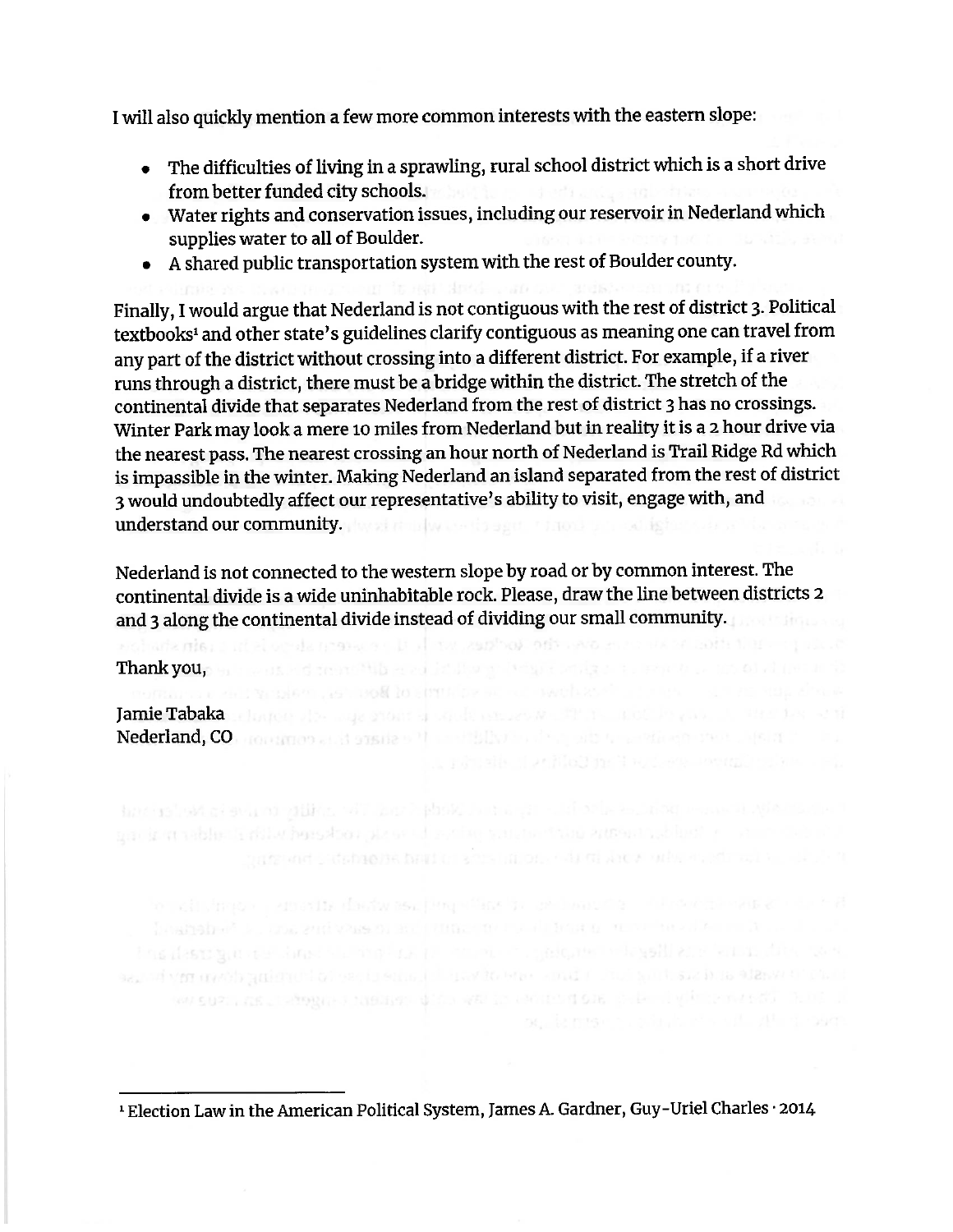I will also quickly mention a few more common interests with the eastern slope:

- The difficulties of living in a sprawling, rural school district which is a short drive from better funded city schools.
- Water rights and conservation issues, including our reservoir in Nederland which supplies water to all of Boulder.
- A shared public transportation system with the rest of Boulder county.

Finally, I would argue that Nederland is not contiguous with the rest of district 3. Political textbooks[1] and other state's guidelines clarify contiguous as meaning one can travel from any part of the district without crossing into a different district. For example, if a river runs through a district, there must be a bridge within the district. The stretch of the continental divide that separates Nederland from the rest of district 3 has no crossings. Winter Park may look a mere 10 miles from Nederland but in reality it is a 2 hour drive via the nearest pass. The nearest crossing an hour north of Nederland is Trail Ridge Rd which is impassible in the winter. Making Nederland an island separated from the rest of district 3 would undoubtedly affect our representative's ability to visit, engage with, and understand our community.

Nederland is not connected to the western slope by road or by common interest. The continental divide is a wide uninhabitable rock. Please, draw the line between districts 2 and 3 along the continental divide instead of dividing our small community.

Thank you,

Jamie Tabaka
Nederland, CO

[1] Election Law in the American Political System, James A. Gardner, Guy-Uriel Charles · 2014